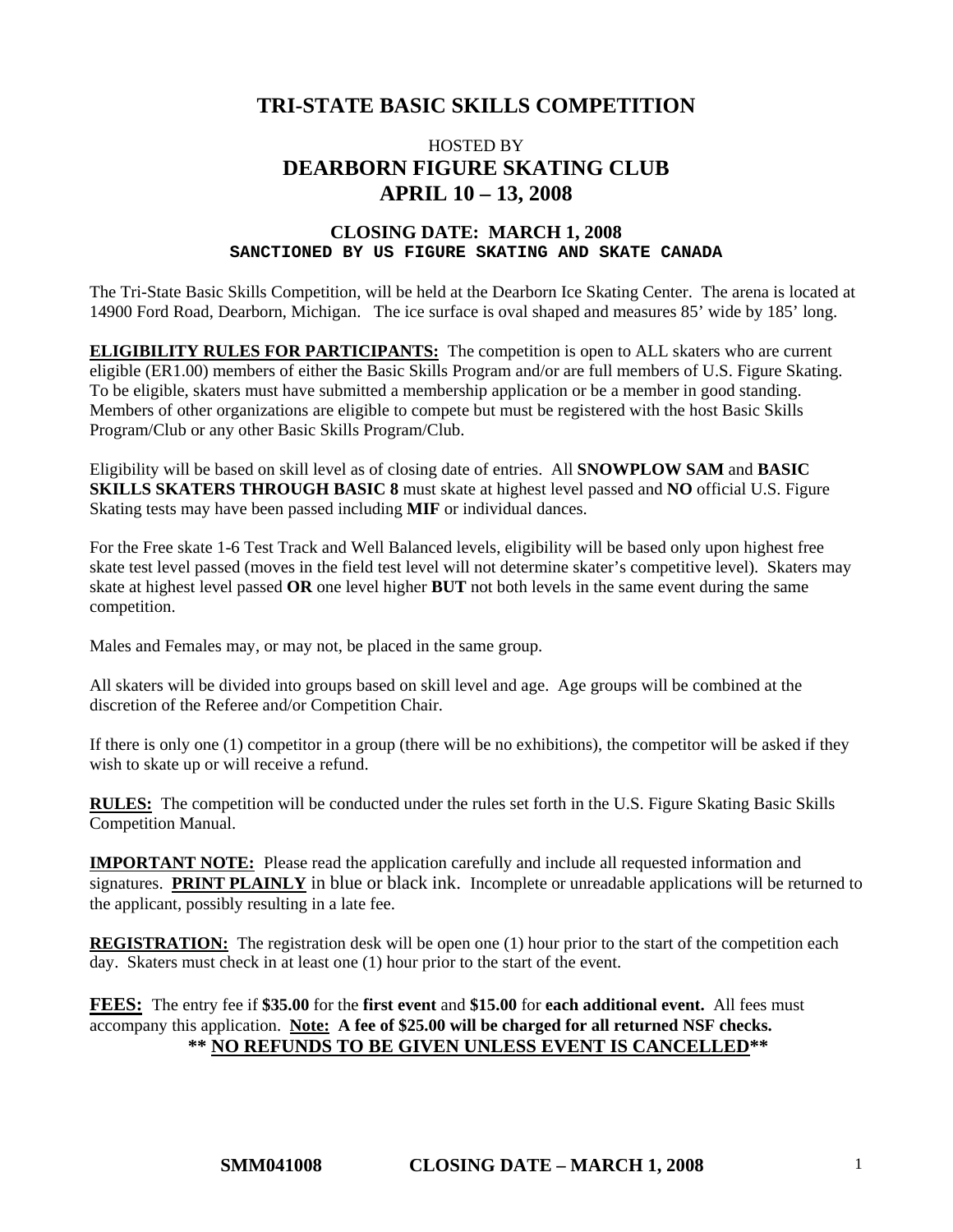# TRI-STATE BASIC SKILLS COMPETITION

HOSTED BY

## DEARBORN FIGURE SKATING CLUB
## APRIL 10 – 13, 2008

### CLOSING DATE: MARCH 1, 2008
**SANCTIONED BY US FIGURE SKATING AND SKATE CANADA**

The Tri-State Basic Skills Competition, will be held at the Dearborn Ice Skating Center. The arena is located at 14900 Ford Road, Dearborn, Michigan. The ice surface is oval shaped and measures 85' wide by 185' long.

**ELIGIBILITY RULES FOR PARTICIPANTS:** The competition is open to ALL skaters who are current eligible (ER1.00) members of either the Basic Skills Program and/or are full members of U.S. Figure Skating. To be eligible, skaters must have submitted a membership application or be a member in good standing. Members of other organizations are eligible to compete but must be registered with the host Basic Skills Program/Club or any other Basic Skills Program/Club.

Eligibility will be based on skill level as of closing date of entries. All **SNOWPLOW SAM** and **BASIC SKILLS SKATERS THROUGH BASIC 8** must skate at highest level passed and **NO** official U.S. Figure Skating tests may have been passed including **MIF** or individual dances.

For the Free skate 1-6 Test Track and Well Balanced levels, eligibility will be based only upon highest free skate test level passed (moves in the field test level will not determine skater's competitive level). Skaters may skate at highest level passed **OR** one level higher **BUT** not both levels in the same event during the same competition.

Males and Females may, or may not, be placed in the same group.

All skaters will be divided into groups based on skill level and age. Age groups will be combined at the discretion of the Referee and/or Competition Chair.

If there is only one (1) competitor in a group (there will be no exhibitions), the competitor will be asked if they wish to skate up or will receive a refund.

**RULES:** The competition will be conducted under the rules set forth in the U.S. Figure Skating Basic Skills Competition Manual.

**IMPORTANT NOTE:** Please read the application carefully and include all requested information and signatures. **PRINT PLAINLY** in blue or black ink. Incomplete or unreadable applications will be returned to the applicant, possibly resulting in a late fee.

**REGISTRATION:** The registration desk will be open one (1) hour prior to the start of the competition each day. Skaters must check in at least one (1) hour prior to the start of the event.

**FEES:** The entry fee if **$35.00** for the **first event** and **$15.00** for **each additional event.** All fees must accompany this application. **Note: A fee of $25.00 will be charged for all returned NSF checks.**

**\*\* NO REFUNDS TO BE GIVEN UNLESS EVENT IS CANCELLED\*\***

**SMM041008 CLOSING DATE – MARCH 1, 2008**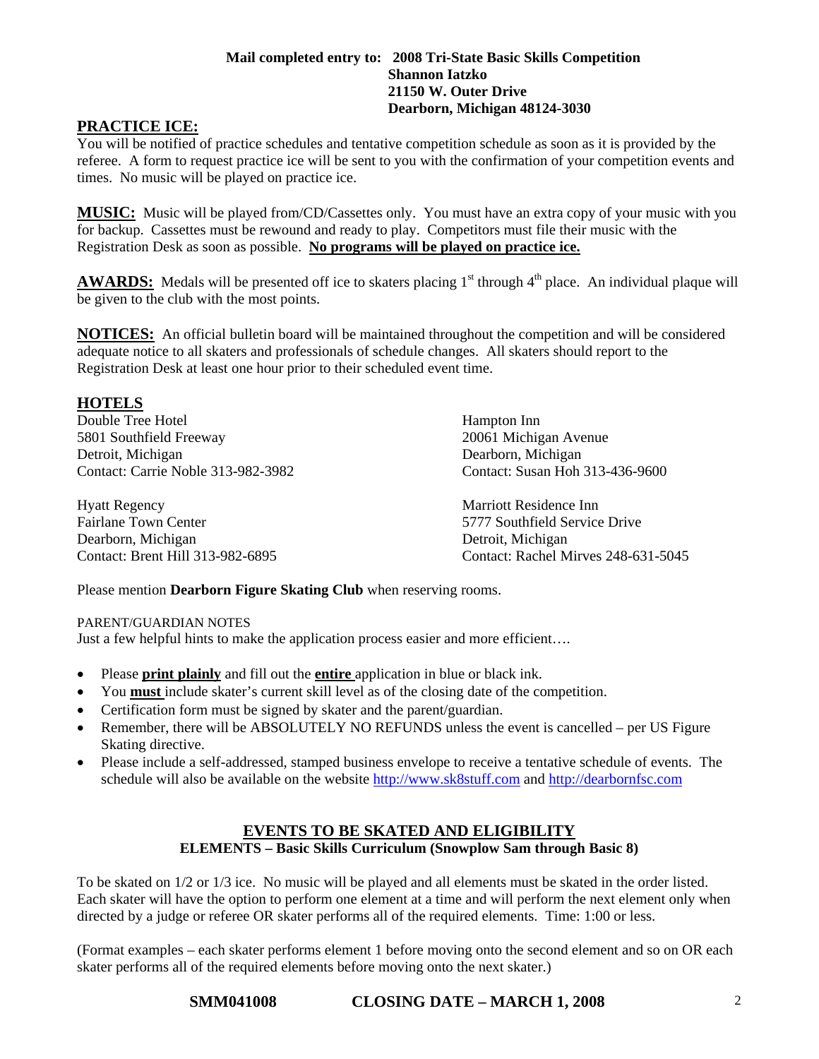**Mail completed entry to: 2008 Tri-State Basic Skills Competition**
**Shannon Iatzko**
**21150 W. Outer Drive**
**Dearborn, Michigan 48124-3030**

## PRACTICE ICE:

You will be notified of practice schedules and tentative competition schedule as soon as it is provided by the referee. A form to request practice ice will be sent to you with the confirmation of your competition events and times. No music will be played on practice ice.

**MUSIC:** Music will be played from/CD/Cassettes only. You must have an extra copy of your music with you for backup. Cassettes must be rewound and ready to play. Competitors must file their music with the Registration Desk as soon as possible. **No programs will be played on practice ice.**

**AWARDS:** Medals will be presented off ice to skaters placing 1st through 4th place. An individual plaque will be given to the club with the most points.

**NOTICES:** An official bulletin board will be maintained throughout the competition and will be considered adequate notice to all skaters and professionals of schedule changes. All skaters should report to the Registration Desk at least one hour prior to their scheduled event time.

## HOTELS

Double Tree Hotel
5801 Southfield Freeway
Detroit, Michigan
Contact: Carrie Noble 313-982-3982

Hampton Inn
20061 Michigan Avenue
Dearborn, Michigan
Contact: Susan Hoh 313-436-9600

Hyatt Regency
Fairlane Town Center
Dearborn, Michigan
Contact: Brent Hill 313-982-6895

Marriott Residence Inn
5777 Southfield Service Drive
Detroit, Michigan
Contact: Rachel Mirves 248-631-5045

Please mention **Dearborn Figure Skating Club** when reserving rooms.

PARENT/GUARDIAN NOTES
Just a few helpful hints to make the application process easier and more efficient….

- Please **print plainly** and fill out the **entire** application in blue or black ink.
- You **must** include skater's current skill level as of the closing date of the competition.
- Certification form must be signed by skater and the parent/guardian.
- Remember, there will be ABSOLUTELY NO REFUNDS unless the event is cancelled – per US Figure Skating directive.
- Please include a self-addressed, stamped business envelope to receive a tentative schedule of events. The schedule will also be available on the website http://www.sk8stuff.com and http://dearbornfsc.com

## EVENTS TO BE SKATED AND ELIGIBILITY
### ELEMENTS – Basic Skills Curriculum (Snowplow Sam through Basic 8)

To be skated on 1/2 or 1/3 ice. No music will be played and all elements must be skated in the order listed. Each skater will have the option to perform one element at a time and will perform the next element only when directed by a judge or referee OR skater performs all of the required elements. Time: 1:00 or less.

(Format examples – each skater performs element 1 before moving onto the second element and so on OR each skater performs all of the required elements before moving onto the next skater.)

**SMM041008 CLOSING DATE – MARCH 1, 2008**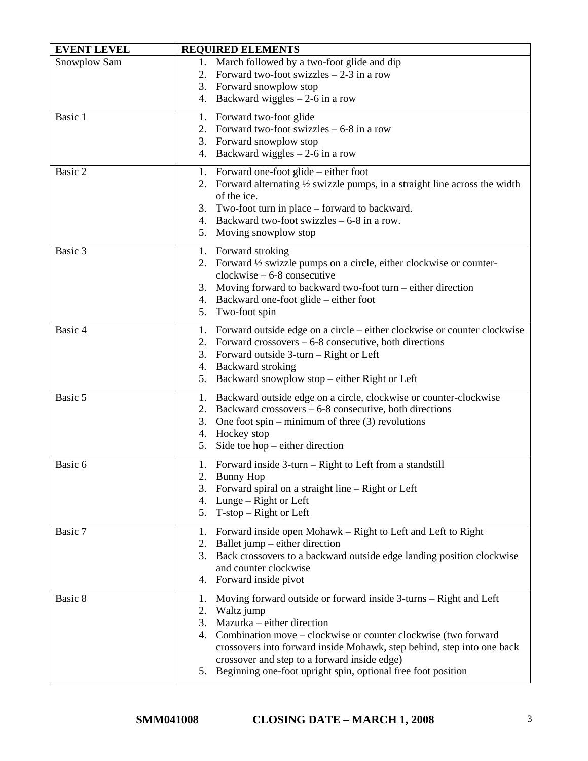| EVENT LEVEL | REQUIRED ELEMENTS |
| --- | --- |
| Snowplow Sam | 1. March followed by a two-foot glide and dip<br>2. Forward two-foot swizzles – 2-3 in a row<br>3. Forward snowplow stop<br>4. Backward wiggles – 2-6 in a row |
| Basic 1 | 1. Forward two-foot glide<br>2. Forward two-foot swizzles – 6-8 in a row<br>3. Forward snowplow stop<br>4. Backward wiggles – 2-6 in a row |
| Basic 2 | 1. Forward one-foot glide – either foot<br>2. Forward alternating ½ swizzle pumps, in a straight line across the width of the ice.<br>3. Two-foot turn in place – forward to backward.<br>4. Backward two-foot swizzles – 6-8 in a row.<br>5. Moving snowplow stop |
| Basic 3 | 1. Forward stroking<br>2. Forward ½ swizzle pumps on a circle, either clockwise or counter-clockwise – 6-8 consecutive<br>3. Moving forward to backward two-foot turn – either direction<br>4. Backward one-foot glide – either foot<br>5. Two-foot spin |
| Basic 4 | 1. Forward outside edge on a circle – either clockwise or counter clockwise<br>2. Forward crossovers – 6-8 consecutive, both directions<br>3. Forward outside 3-turn – Right or Left<br>4. Backward stroking<br>5. Backward snowplow stop – either Right or Left |
| Basic 5 | 1. Backward outside edge on a circle, clockwise or counter-clockwise<br>2. Backward crossovers – 6-8 consecutive, both directions<br>3. One foot spin – minimum of three (3) revolutions<br>4. Hockey stop<br>5. Side toe hop – either direction |
| Basic 6 | 1. Forward inside 3-turn – Right to Left from a standstill<br>2. Bunny Hop<br>3. Forward spiral on a straight line – Right or Left<br>4. Lunge – Right or Left<br>5. T-stop – Right or Left |
| Basic 7 | 1. Forward inside open Mohawk – Right to Left and Left to Right<br>2. Ballet jump – either direction<br>3. Back crossovers to a backward outside edge landing position clockwise and counter clockwise<br>4. Forward inside pivot |
| Basic 8 | 1. Moving forward outside or forward inside 3-turns – Right and Left<br>2. Waltz jump<br>3. Mazurka – either direction<br>4. Combination move – clockwise or counter clockwise (two forward crossovers into forward inside Mohawk, step behind, step into one back crossover and step to a forward inside edge)<br>5. Beginning one-foot upright spin, optional free foot position |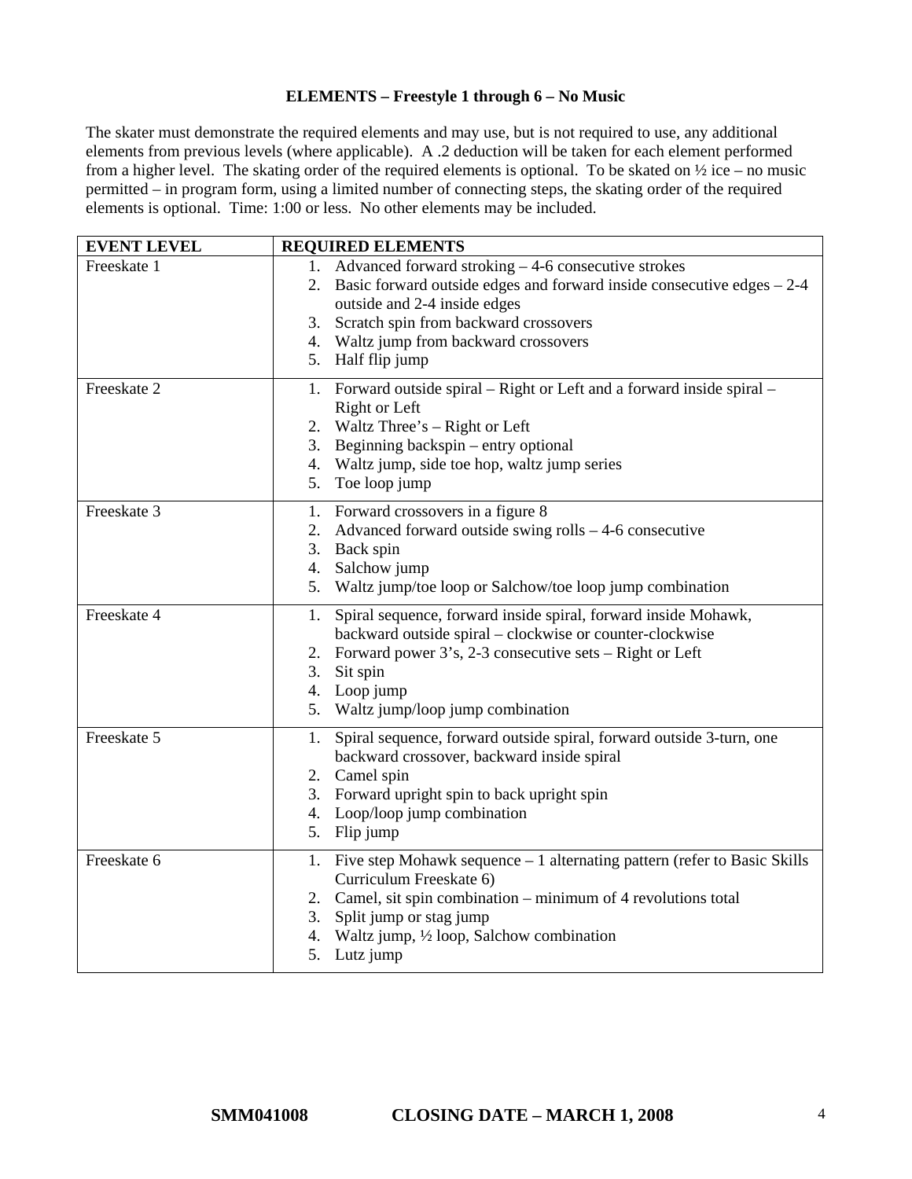**ELEMENTS – Freestyle 1 through 6 – No Music**

The skater must demonstrate the required elements and may use, but is not required to use, any additional elements from previous levels (where applicable). A .2 deduction will be taken for each element performed from a higher level. The skating order of the required elements is optional. To be skated on ½ ice – no music permitted – in program form, using a limited number of connecting steps, the skating order of the required elements is optional. Time: 1:00 or less. No other elements may be included.

| EVENT LEVEL | REQUIRED ELEMENTS |
| --- | --- |
| Freeskate 1 | 1. Advanced forward stroking – 4-6 consecutive strokes<br>2. Basic forward outside edges and forward inside consecutive edges – 2-4 outside and 2-4 inside edges<br>3. Scratch spin from backward crossovers<br>4. Waltz jump from backward crossovers<br>5. Half flip jump |
| Freeskate 2 | 1. Forward outside spiral – Right or Left and a forward inside spiral – Right or Left<br>2. Waltz Three's – Right or Left<br>3. Beginning backspin – entry optional<br>4. Waltz jump, side toe hop, waltz jump series<br>5. Toe loop jump |
| Freeskate 3 | 1. Forward crossovers in a figure 8<br>2. Advanced forward outside swing rolls – 4-6 consecutive<br>3. Back spin<br>4. Salchow jump<br>5. Waltz jump/toe loop or Salchow/toe loop jump combination |
| Freeskate 4 | 1. Spiral sequence, forward inside spiral, forward inside Mohawk, backward outside spiral – clockwise or counter-clockwise<br>2. Forward power 3's, 2-3 consecutive sets – Right or Left<br>3. Sit spin<br>4. Loop jump<br>5. Waltz jump/loop jump combination |
| Freeskate 5 | 1. Spiral sequence, forward outside spiral, forward outside 3-turn, one backward crossover, backward inside spiral<br>2. Camel spin<br>3. Forward upright spin to back upright spin<br>4. Loop/loop jump combination<br>5. Flip jump |
| Freeskate 6 | 1. Five step Mohawk sequence – 1 alternating pattern (refer to Basic Skills Curriculum Freeskate 6)<br>2. Camel, sit spin combination – minimum of 4 revolutions total<br>3. Split jump or stag jump<br>4. Waltz jump, ½ loop, Salchow combination<br>5. Lutz jump |

**SMM041008 CLOSING DATE – MARCH 1, 2008**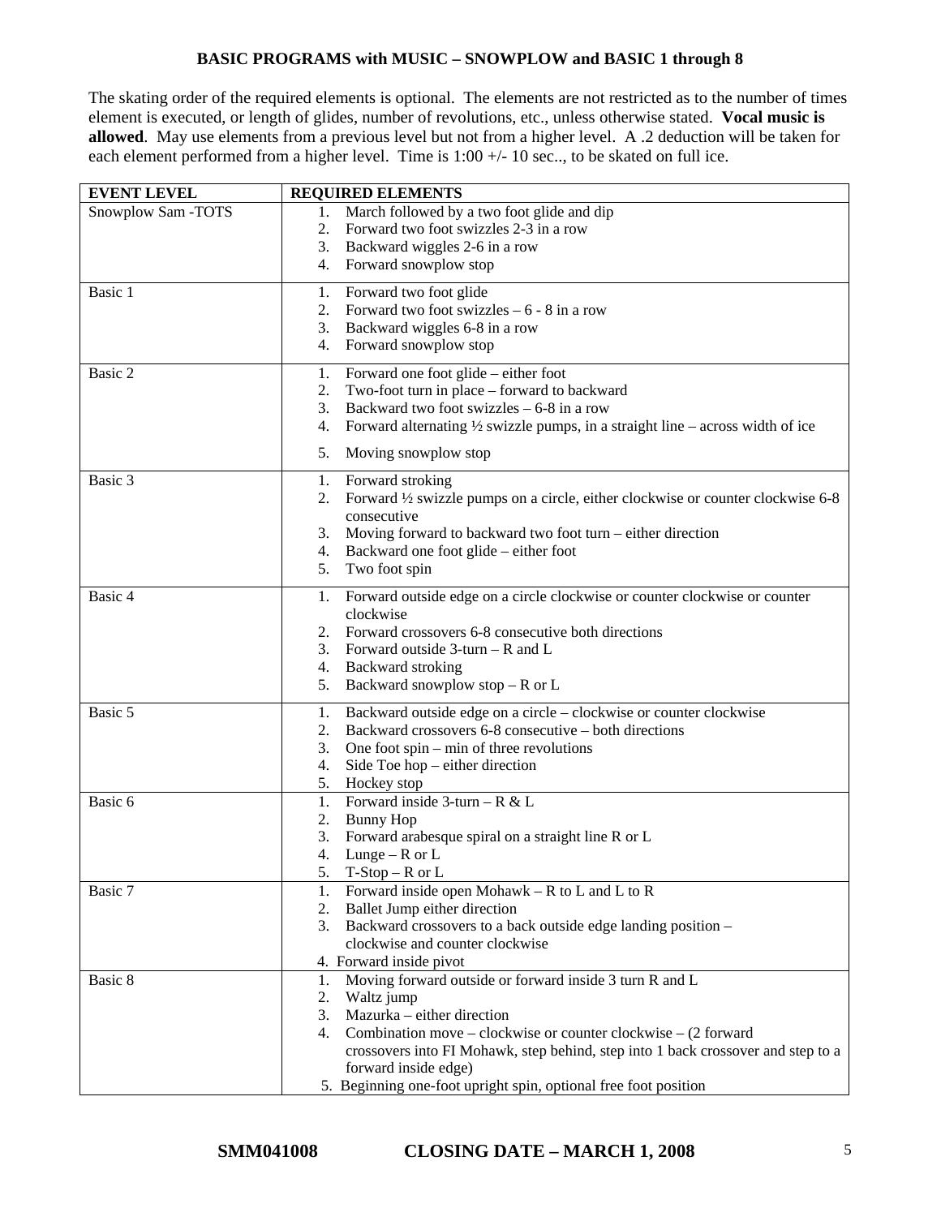## BASIC PROGRAMS with MUSIC – SNOWPLOW and BASIC 1 through 8

The skating order of the required elements is optional. The elements are not restricted as to the number of times element is executed, or length of glides, number of revolutions, etc., unless otherwise stated. **Vocal music is allowed**. May use elements from a previous level but not from a higher level. A .2 deduction will be taken for each element performed from a higher level. Time is 1:00 +/- 10 sec.., to be skated on full ice.

| EVENT LEVEL | REQUIRED ELEMENTS |
|---|---|
| Snowplow Sam -TOTS | 1. March followed by a two foot glide and dip<br>2. Forward two foot swizzles 2-3 in a row<br>3. Backward wiggles 2-6 in a row<br>4. Forward snowplow stop |
| Basic 1 | 1. Forward two foot glide<br>2. Forward two foot swizzles – 6 - 8 in a row<br>3. Backward wiggles 6-8 in a row<br>4. Forward snowplow stop |
| Basic 2 | 1. Forward one foot glide – either foot<br>2. Two-foot turn in place – forward to backward<br>3. Backward two foot swizzles – 6-8 in a row<br>4. Forward alternating ½ swizzle pumps, in a straight line – across width of ice<br>5. Moving snowplow stop |
| Basic 3 | 1. Forward stroking<br>2. Forward ½ swizzle pumps on a circle, either clockwise or counter clockwise 6-8 consecutive<br>3. Moving forward to backward two foot turn – either direction<br>4. Backward one foot glide – either foot<br>5. Two foot spin |
| Basic 4 | 1. Forward outside edge on a circle clockwise or counter clockwise or counter clockwise<br>2. Forward crossovers 6-8 consecutive both directions<br>3. Forward outside 3-turn – R and L<br>4. Backward stroking<br>5. Backward snowplow stop – R or L |
| Basic 5 | 1. Backward outside edge on a circle – clockwise or counter clockwise<br>2. Backward crossovers 6-8 consecutive – both directions<br>3. One foot spin – min of three revolutions<br>4. Side Toe hop – either direction<br>5. Hockey stop |
| Basic 6 | 1. Forward inside 3-turn – R & L<br>2. Bunny Hop<br>3. Forward arabesque spiral on a straight line R or L<br>4. Lunge – R or L<br>5. T-Stop – R or L |
| Basic 7 | 1. Forward inside open Mohawk – R to L and L to R<br>2. Ballet Jump either direction<br>3. Backward crossovers to a back outside edge landing position – clockwise and counter clockwise<br>4. Forward inside pivot |
| Basic 8 | 1. Moving forward outside or forward inside 3 turn R and L<br>2. Waltz jump<br>3. Mazurka – either direction<br>4. Combination move – clockwise or counter clockwise – (2 forward crossovers into FI Mohawk, step behind, step into 1 back crossover and step to a forward inside edge)<br>5. Beginning one-foot upright spin, optional free foot position |

**SMM041008 CLOSING DATE – MARCH 1, 2008**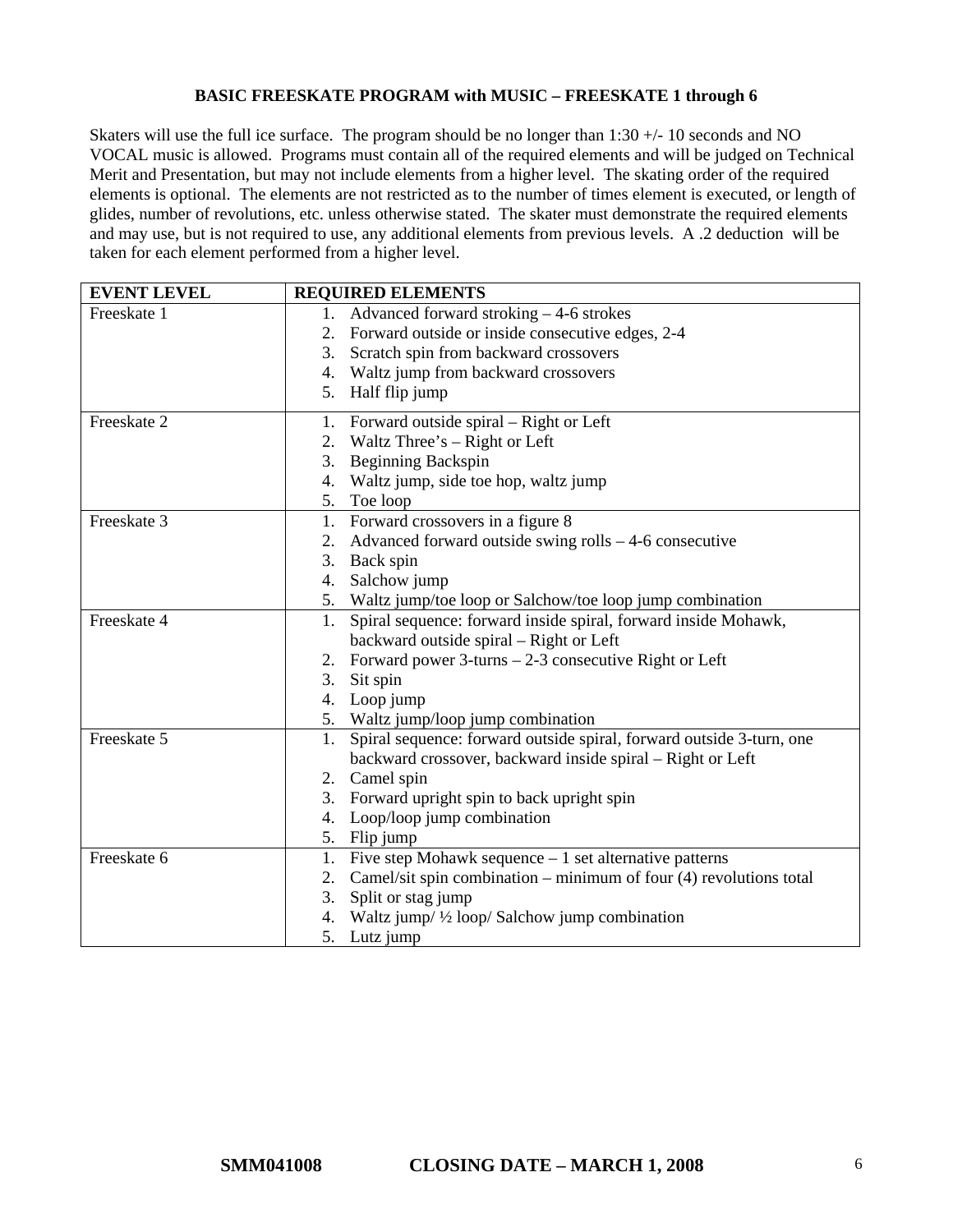## BASIC FREESKATE PROGRAM with MUSIC – FREESKATE 1 through 6

Skaters will use the full ice surface. The program should be no longer than 1:30 +/- 10 seconds and NO VOCAL music is allowed. Programs must contain all of the required elements and will be judged on Technical Merit and Presentation, but may not include elements from a higher level. The skating order of the required elements is optional. The elements are not restricted as to the number of times element is executed, or length of glides, number of revolutions, etc. unless otherwise stated. The skater must demonstrate the required elements and may use, but is not required to use, any additional elements from previous levels. A .2 deduction will be taken for each element performed from a higher level.

| EVENT LEVEL | REQUIRED ELEMENTS |
|---|---|
| Freeskate 1 | 1. Advanced forward stroking – 4-6 strokes<br>2. Forward outside or inside consecutive edges, 2-4<br>3. Scratch spin from backward crossovers<br>4. Waltz jump from backward crossovers<br>5. Half flip jump |
| Freeskate 2 | 1. Forward outside spiral – Right or Left<br>2. Waltz Three's – Right or Left<br>3. Beginning Backspin<br>4. Waltz jump, side toe hop, waltz jump<br>5. Toe loop |
| Freeskate 3 | 1. Forward crossovers in a figure 8<br>2. Advanced forward outside swing rolls – 4-6 consecutive<br>3. Back spin<br>4. Salchow jump<br>5. Waltz jump/toe loop or Salchow/toe loop jump combination |
| Freeskate 4 | 1. Spiral sequence: forward inside spiral, forward inside Mohawk, backward outside spiral – Right or Left<br>2. Forward power 3-turns – 2-3 consecutive Right or Left<br>3. Sit spin<br>4. Loop jump<br>5. Waltz jump/loop jump combination |
| Freeskate 5 | 1. Spiral sequence: forward outside spiral, forward outside 3-turn, one backward crossover, backward inside spiral – Right or Left<br>2. Camel spin<br>3. Forward upright spin to back upright spin<br>4. Loop/loop jump combination<br>5. Flip jump |
| Freeskate 6 | 1. Five step Mohawk sequence – 1 set alternative patterns<br>2. Camel/sit spin combination – minimum of four (4) revolutions total<br>3. Split or stag jump<br>4. Waltz jump/ ½ loop/ Salchow jump combination<br>5. Lutz jump |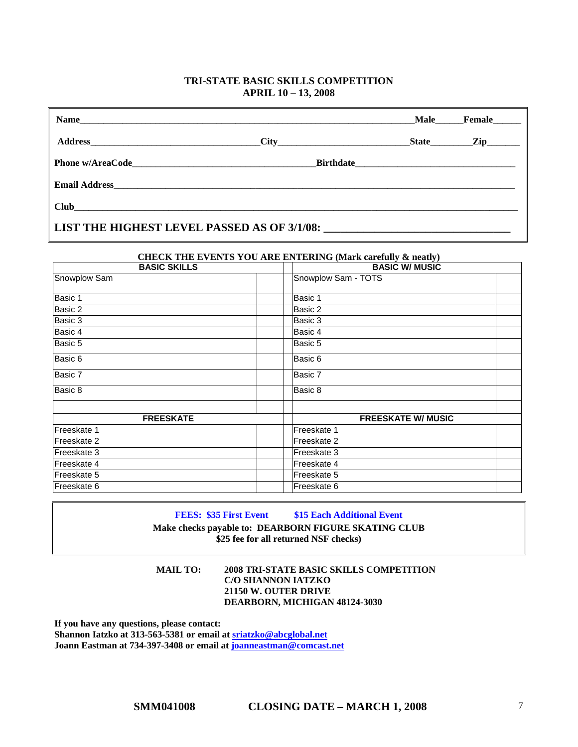# TRI-STATE BASIC SKILLS COMPETITION
## APRIL 10 – 13, 2008

**Name**\_\_\_\_\_\_\_\_\_\_\_\_\_\_\_\_\_\_\_\_\_\_\_\_\_\_\_\_\_\_\_\_\_\_\_\_\_\_\_\_\_\_\_\_\_\_\_\_ **Male**\_\_\_\_\_\_ **Female**\_\_\_\_\_\_

**Address**\_\_\_\_\_\_\_\_\_\_\_\_\_\_\_\_\_\_\_\_\_\_\_\_\_\_\_\_ **City**\_\_\_\_\_\_\_\_\_\_\_\_\_\_\_\_\_\_\_\_\_\_\_\_ **State**\_\_\_\_\_\_\_\_ **Zip**\_\_\_\_\_\_\_

**Phone w/AreaCode**\_\_\_\_\_\_\_\_\_\_\_\_\_\_\_\_\_\_\_\_\_\_\_\_\_\_\_\_\_\_ **Birthdate**\_\_\_\_\_\_\_\_\_\_\_\_\_\_\_\_\_\_\_\_\_\_\_\_\_\_\_\_\_\_

**Email Address**\_\_\_\_\_\_\_\_\_\_\_\_\_\_\_\_\_\_\_\_\_\_\_\_\_\_\_\_\_\_\_\_\_\_\_\_\_\_\_\_\_\_\_\_\_\_\_\_\_\_\_\_\_\_\_\_\_\_\_\_\_\_

**Club**\_\_\_\_\_\_\_\_\_\_\_\_\_\_\_\_\_\_\_\_\_\_\_\_\_\_\_\_\_\_\_\_\_\_\_\_\_\_\_\_\_\_\_\_\_\_\_\_\_\_\_\_\_\_\_\_\_\_\_\_\_\_\_\_\_\_\_\_\_\_

**LIST THE HIGHEST LEVEL PASSED AS OF 3/1/08:** \_\_\_\_\_\_\_\_\_\_\_\_\_\_\_\_\_\_\_\_\_\_\_\_\_\_\_\_\_\_\_\_

**CHECK THE EVENTS YOU ARE ENTERING (Mark carefully & neatly)**

| BASIC SKILLS | | | BASIC W/ MUSIC | |
|---|---|---|---|---|
| Snowplow Sam | | | Snowplow Sam - TOTS | |
| Basic 1 | | | Basic 1 | |
| Basic 2 | | | Basic 2 | |
| Basic 3 | | | Basic 3 | |
| Basic 4 | | | Basic 4 | |
| Basic 5 | | | Basic 5 | |
| Basic 6 | | | Basic 6 | |
| Basic 7 | | | Basic 7 | |
| Basic 8 | | | Basic 8 | |
| | | | | |
| **FREESKATE** | | | **FREESKATE W/ MUSIC** | |
| Freeskate 1 | | | Freeskate 1 | |
| Freeskate 2 | | | Freeskate 2 | |
| Freeskate 3 | | | Freeskate 3 | |
| Freeskate 4 | | | Freeskate 4 | |
| Freeskate 5 | | | Freeskate 5 | |
| Freeskate 6 | | | Freeskate 6 | |

**FEES: $35 First Event** **$15 Each Additional Event**
**Make checks payable to: DEARBORN FIGURE SKATING CLUB**
**$25 fee for all returned NSF checks)**

**MAIL TO:** **2008 TRI-STATE BASIC SKILLS COMPETITION**
**C/O SHANNON IATZKO**
**21150 W. OUTER DRIVE**
**DEARBORN, MICHIGAN 48124-3030**

**If you have any questions, please contact:**
**Shannon Iatzko at 313-563-5381 or email at sriatzko@abcglobal.net**
**Joann Eastman at 734-397-3408 or email at joanneastman@comcast.net**

**SMM041008** **CLOSING DATE – MARCH 1, 2008**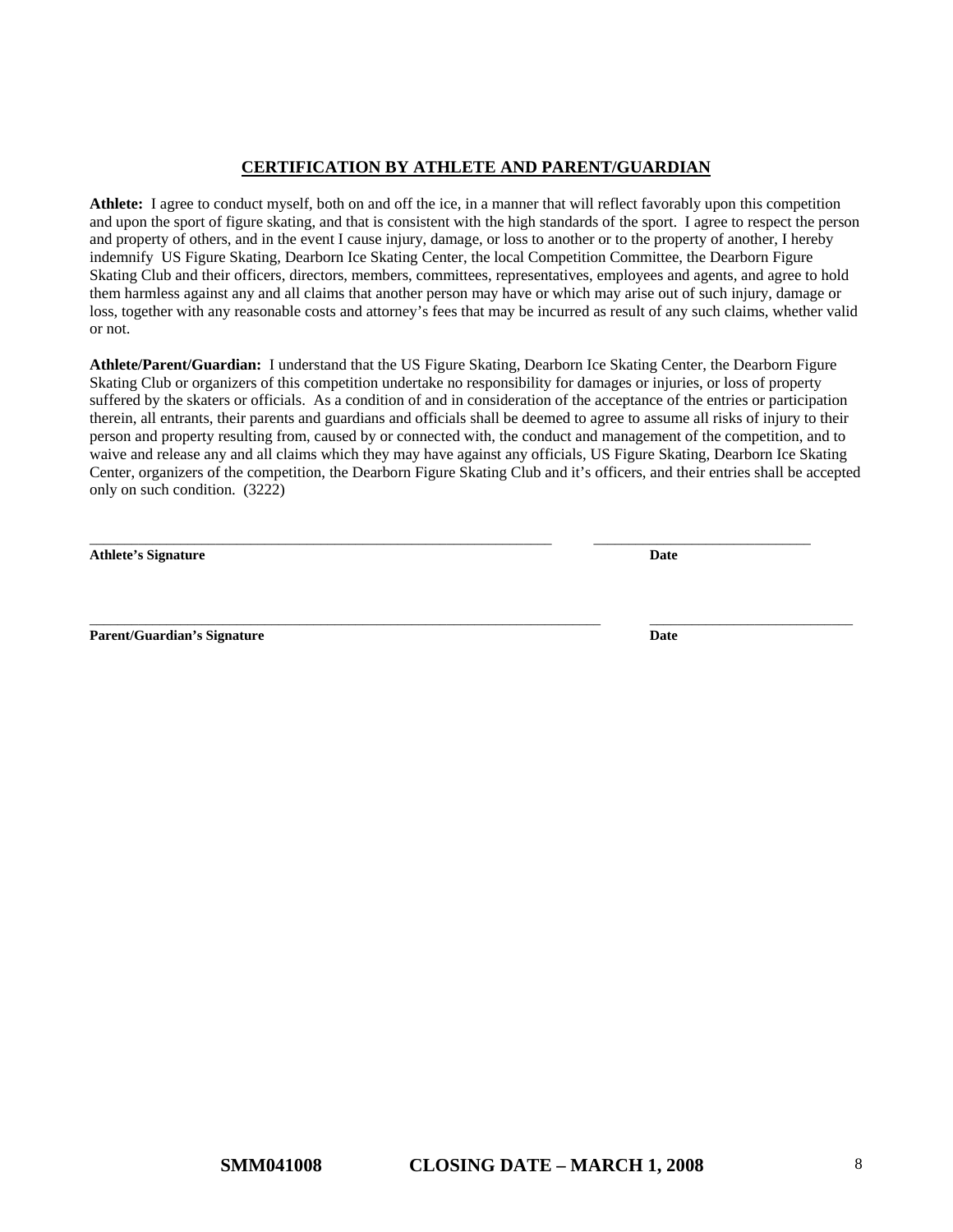## CERTIFICATION BY ATHLETE AND PARENT/GUARDIAN

**Athlete:** I agree to conduct myself, both on and off the ice, in a manner that will reflect favorably upon this competition and upon the sport of figure skating, and that is consistent with the high standards of the sport. I agree to respect the person and property of others, and in the event I cause injury, damage, or loss to another or to the property of another, I hereby indemnify US Figure Skating, Dearborn Ice Skating Center, the local Competition Committee, the Dearborn Figure Skating Club and their officers, directors, members, committees, representatives, employees and agents, and agree to hold them harmless against any and all claims that another person may have or which may arise out of such injury, damage or loss, together with any reasonable costs and attorney's fees that may be incurred as result of any such claims, whether valid or not.

**Athlete/Parent/Guardian:** I understand that the US Figure Skating, Dearborn Ice Skating Center, the Dearborn Figure Skating Club or organizers of this competition undertake no responsibility for damages or injuries, or loss of property suffered by the skaters or officials. As a condition of and in consideration of the acceptance of the entries or participation therein, all entrants, their parents and guardians and officials shall be deemed to agree to assume all risks of injury to their person and property resulting from, caused by or connected with, the conduct and management of the competition, and to waive and release any and all claims which they may have against any officials, US Figure Skating, Dearborn Ice Skating Center, organizers of the competition, the Dearborn Figure Skating Club and it's officers, and their entries shall be accepted only on such condition. (3222)

\_\_\_\_\_\_\_\_\_\_\_\_\_\_\_\_\_\_\_\_\_\_\_\_\_\_\_\_\_\_\_\_\_\_\_\_\_\_\_\_\_\_\_\_\_\_\_\_\_\_\_\_\_\_\_\_\_\_\_\_\_\_ \_\_\_\_\_\_\_\_\_\_\_\_\_\_\_\_\_\_\_\_\_\_\_\_\_\_\_\_\_\_

**Athlete's Signature** **Date**

\_\_\_\_\_\_\_\_\_\_\_\_\_\_\_\_\_\_\_\_\_\_\_\_\_\_\_\_\_\_\_\_\_\_\_\_\_\_\_\_\_\_\_\_\_\_\_\_\_\_\_\_\_\_\_\_\_\_\_\_\_\_\_\_\_\_\_\_\_ \_\_\_\_\_\_\_\_\_\_\_\_\_\_\_\_\_\_\_\_\_\_\_\_\_\_\_\_

**Parent/Guardian's Signature** **Date**

**SMM041008 CLOSING DATE – MARCH 1, 2008**